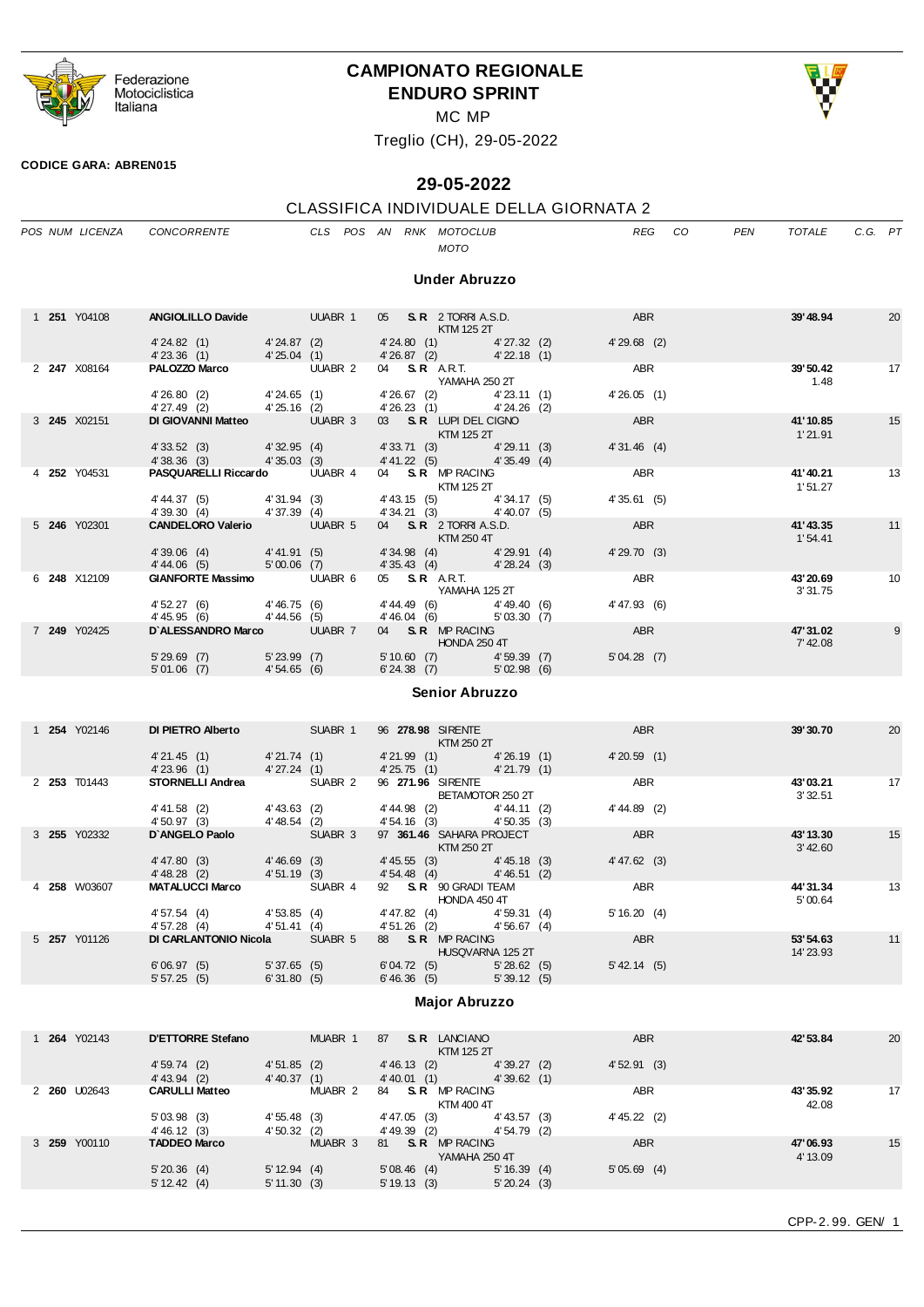# CAMPIONATO REGIONALE
# ENDURO SPRINT

MC MP

Treglio (CH), 29-05-2022

**CODICE GARA: ABREN015**

## 29-05-2022

### CLASSIFICA INDIVIDUALE DELLA GIORNATA 2

| POS | NUM | LICENZA | CONCORRENTE | CLS | POS | AN | RNK | MOTOCLUB / MOTO | REG | CO | PEN | TOTALE | C.G. | PT |
|---|---|---|---|---|---|---|---|---|---|---|---|---|---|---|

### Under Abruzzo

| POS | NUM | LICENZA | CONCORRENTE | CLS | POS | AN | RNK | MOTOCLUB / MOTO | REG | TOTALE | PT |
|---|---|---|---|---|---|---|---|---|---|---|---|
| 1 | **251** | Y04108 | **ANGIOLILLO Davide** | UUABR | 1 | 05 | **S.R** | 2 TORRI A.S.D. / KTM 125 2T | ABR | **39'48.94** | 20 |
| | | | 4'24.82 (1) 4'23.36 (1) | 4'24.87 (2) 4'25.04 (1) | | | | 4'24.80 (1) 4'26.87 (2) 4'27.32 (2) 4'22.18 (1) | 4'29.68 (2) | | |
| 2 | **247** | X08164 | **PALOZZO Marco** | UUABR | 2 | 04 | **S.R** | A.R.T. / YAMAHA 250 2T | ABR | **39'50.42** 1.48 | 17 |
| | | | 4'26.80 (2) 4'27.49 (2) | 4'24.65 (1) 4'25.16 (2) | | | | 4'26.67 (2) 4'26.23 (1) 4'23.11 (1) 4'24.26 (2) | 4'26.05 (1) | | |
| 3 | **245** | X02151 | **DI GIOVANNI Matteo** | UUABR | 3 | 03 | **S.R** | LUPI DEL CIGNO / KTM 125 2T | ABR | **41'10.85** 1'21.91 | 15 |
| | | | 4'33.52 (3) 4'38.36 (3) | 4'32.95 (4) 4'35.03 (3) | | | | 4'33.71 (3) 4'41.22 (5) 4'29.11 (3) 4'35.49 (4) | 4'31.46 (4) | | |
| 4 | **252** | Y04531 | **PASQUARELLI Riccardo** | UUABR | 4 | 04 | **S.R** | MP RACING / KTM 125 2T | ABR | **41'40.21** 1'51.27 | 13 |
| | | | 4'44.37 (5) 4'39.30 (4) | 4'31.94 (3) 4'37.39 (4) | | | | 4'43.15 (5) 4'34.21 (3) 4'34.17 (5) 4'40.07 (5) | 4'35.61 (5) | | |
| 5 | **246** | Y02301 | **CANDELORO Valerio** | UUABR | 5 | 04 | **S.R** | 2 TORRI A.S.D. / KTM 250 4T | ABR | **41'43.35** 1'54.41 | 11 |
| | | | 4'39.06 (4) 4'44.06 (5) | 4'41.91 (5) 5'00.06 (7) | | | | 4'34.98 (4) 4'35.43 (4) 4'29.91 (4) 4'28.24 (3) | 4'29.70 (3) | | |
| 6 | **248** | X12109 | **GIANFORTE Massimo** | UUABR | 6 | 05 | **S.R** | A.R.T. / YAMAHA 125 2T | ABR | **43'20.69** 3'31.75 | 10 |
| | | | 4'52.27 (6) 4'45.95 (6) | 4'46.75 (6) 4'44.56 (5) | | | | 4'44.49 (6) 4'46.04 (6) 4'49.40 (6) 5'03.30 (7) | 4'47.93 (6) | | |
| 7 | **249** | Y02425 | **D'ALESSANDRO Marco** | UUABR | 7 | 04 | **S.R** | MP RACING / HONDA 250 4T | ABR | **47'31.02** 7'42.08 | 9 |
| | | | 5'29.69 (7) 5'01.06 (7) | 5'23.99 (7) 4'54.65 (6) | | | | 5'10.60 (7) 6'24.38 (7) 4'59.39 (7) 5'02.98 (6) | 5'04.28 (7) | | |

### Senior Abruzzo

| POS | NUM | LICENZA | CONCORRENTE | CLS | POS | AN | RNK | MOTOCLUB / MOTO | REG | TOTALE | PT |
|---|---|---|---|---|---|---|---|---|---|---|---|
| 1 | **254** | Y02146 | **DI PIETRO Alberto** | SUABR | 1 | 96 | **278.98** | SIRENTE / KTM 250 2T | ABR | **39'30.70** | 20 |
| | | | 4'21.45 (1) 4'23.96 (1) | 4'21.74 (1) 4'27.24 (1) | | | | 4'21.99 (1) 4'25.75 (1) 4'26.19 (1) 4'21.79 (1) | 4'20.59 (1) | | |
| 2 | **253** | T01443 | **STORNELLI Andrea** | SUABR | 2 | 96 | **271.96** | SIRENTE / BETAMOTOR 250 2T | ABR | **43'03.21** 3'32.51 | 17 |
| | | | 4'41.58 (2) 4'50.97 (3) | 4'43.63 (2) 4'48.54 (2) | | | | 4'44.98 (2) 4'54.16 (3) 4'44.11 (2) 4'50.35 (3) | 4'44.89 (2) | | |
| 3 | **255** | Y02332 | **D'ANGELO Paolo** | SUABR | 3 | 97 | **361.46** | SAHARA PROJECT / KTM 250 2T | ABR | **43'13.30** 3'42.60 | 15 |
| | | | 4'47.80 (3) 4'48.28 (2) | 4'46.69 (3) 4'51.19 (3) | | | | 4'45.55 (3) 4'54.48 (4) 4'45.18 (3) 4'46.51 (2) | 4'47.62 (3) | | |
| 4 | **258** | W03607 | **MATALUCCI Marco** | SUABR | 4 | 92 | **S.R** | 90 GRADI TEAM / HONDA 450 4T | ABR | **44'31.34** 5'00.64 | 13 |
| | | | 4'57.54 (4) 4'57.28 (4) | 4'53.85 (4) 4'51.41 (4) | | | | 4'47.82 (4) 4'51.26 (2) 4'59.31 (4) 4'56.67 (4) | 5'16.20 (4) | | |
| 5 | **257** | Y01126 | **DI CARLANTONIO Nicola** | SUABR | 5 | 88 | **S.R** | MP RACING / HUSQVARNA 125 2T | ABR | **53'54.63** 14'23.93 | 11 |
| | | | 6'06.97 (5) 5'57.25 (5) | 5'37.65 (5) 6'31.80 (5) | | | | 6'04.72 (5) 6'46.36 (5) 5'28.62 (5) 5'39.12 (5) | 5'42.14 (5) | | |

### Major Abruzzo

| POS | NUM | LICENZA | CONCORRENTE | CLS | POS | AN | RNK | MOTOCLUB / MOTO | REG | TOTALE | PT |
|---|---|---|---|---|---|---|---|---|---|---|---|
| 1 | **264** | Y02143 | **D'ETTORRE Stefano** | MUABR | 1 | 87 | **S.R** | LANCIANO / KTM 125 2T | ABR | **42'53.84** | 20 |
| | | | 4'59.74 (2) 4'43.94 (2) | 4'51.85 (2) 4'40.37 (1) | | | | 4'46.13 (2) 4'40.01 (1) 4'39.27 (2) 4'39.62 (1) | 4'52.91 (3) | | |
| 2 | **260** | U02643 | **CARULLI Matteo** | MUABR | 2 | 84 | **S.R** | MP RACING / KTM 400 4T | ABR | **43'35.92** 42.08 | 17 |
| | | | 5'03.98 (3) 4'46.12 (3) | 4'55.48 (3) 4'50.32 (2) | | | | 4'47.05 (3) 4'49.39 (2) 4'43.57 (3) 4'54.79 (2) | 4'45.22 (2) | | |
| 3 | **259** | Y00110 | **TADDEO Marco** | MUABR | 3 | 81 | **S.R** | MP RACING / YAMAHA 250 4T | ABR | **47'06.93** 4'13.09 | 15 |
| | | | 5'20.36 (4) 5'12.42 (4) | 5'12.94 (4) 5'11.30 (3) | | | | 5'08.46 (4) 5'19.13 (3) 5'16.39 (4) 5'20.24 (3) | 5'05.69 (4) | | |

CPP-2.99. GEN/ 1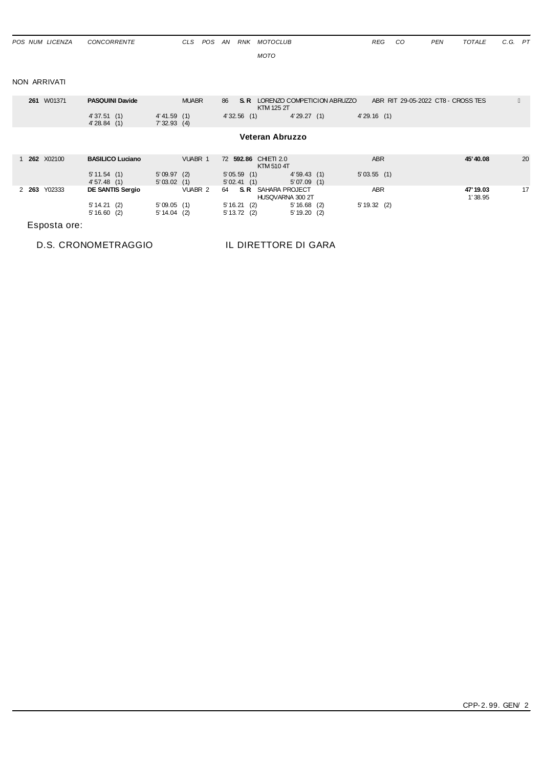| POS | NUM | LICENZA | CONCORRENTE | CLS | POS | AN | RNK | MOTOCLUB / MOTO | REG | CO | PEN | TOTALE | C.G. | PT |
|---|---|---|---|---|---|---|---|---|---|---|---|---|---|---|

NON ARRIVATI

| POS | NUM | LICENZA | CONCORRENTE | CLS | POS | AN | RNK | MOTOCLUB / MOTO | REG | CO | PEN | TOTALE | C.G. | PT |
|---|---|---|---|---|---|---|---|---|---|---|---|---|---|---|
| | **261** | W01371 | **PASQUINI Davide** | MUABR | | 86 | **S.R** | LORENZO COMPETICION ABRUZZO / KTM 125 2T | ABR | RIT 29-05-2022 CT8 - CROSS TES | | | | |
| | | | 4'37.51 (1) / 4'28.84 (1) | 4'41.59 (1) / 7'32.93 (4) | | 4'32.56 (1) | | 4'29.27 (1) | 4'29.16 (1) | | | | | |

## Veteran Abruzzo

| POS | NUM | LICENZA | CONCORRENTE | CLS | POS | AN | RNK | MOTOCLUB / MOTO | REG | CO | PEN | TOTALE | C.G. | PT |
|---|---|---|---|---|---|---|---|---|---|---|---|---|---|---|
| 1 | **262** | X02100 | **BASILICO Luciano** | VUABR | 1 | 72 | **592.86** | CHIETI 2.0 / KTM 510 4T | ABR | | | **45'40.08** | | 20 |
| | | | 5'11.54 (1) / 4'57.48 (1) | 5'09.97 (2) / 5'03.02 (1) | | 5'05.59 (1) / 5'02.41 (1) | | 4'59.43 (1) / 5'07.09 (1) | 5'03.55 (1) | | | | | |
| 2 | **263** | Y02333 | **DE SANTIS Sergio** | VUABR | 2 | 64 | **S.R** | SAHARA PROJECT / HUSQVARNA 300 2T | ABR | | | **47'19.03** / 1'38.95 | | 17 |
| | | | 5'14.21 (2) / 5'16.60 (2) | 5'09.05 (1) / 5'14.04 (2) | | 5'16.21 (2) / 5'13.72 (2) | | 5'16.68 (2) / 5'19.20 (2) | 5'19.32 (2) | | | | | |

Esposta ore:

D.S. CRONOMETRAGGIO

IL DIRETTORE DI GARA

CPP-2.99. GEN/ 2